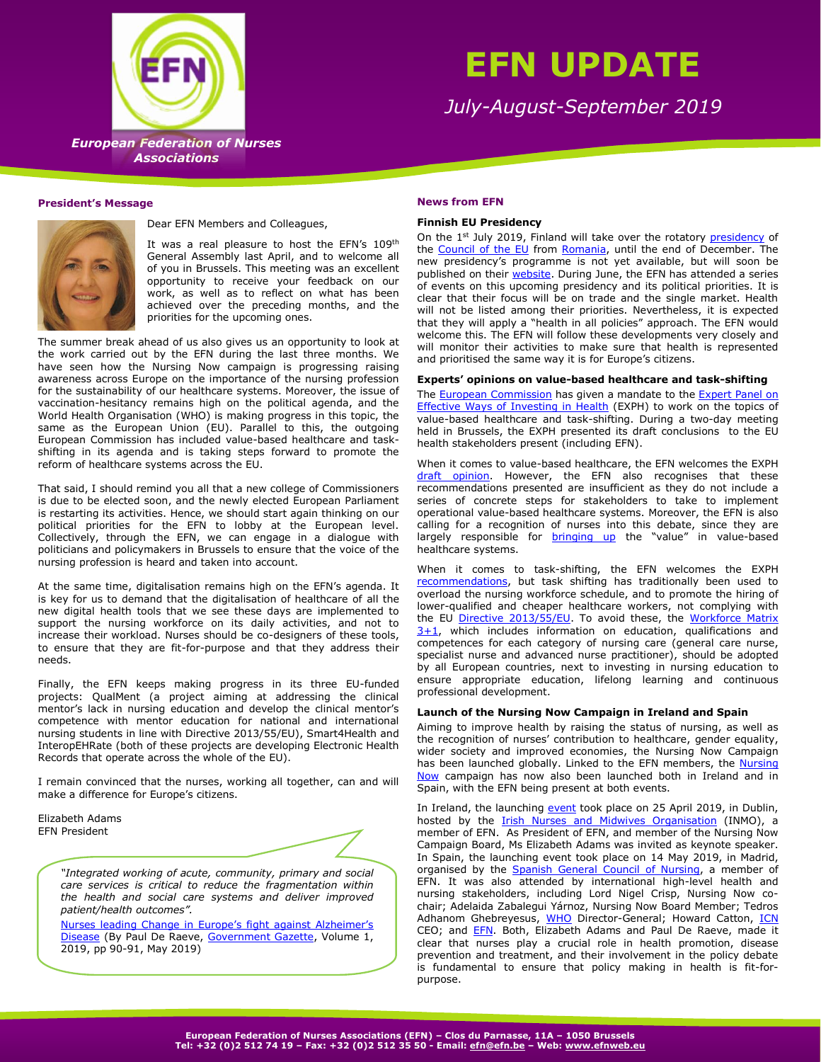# EFN UPDATE

*July-August-September 2019*

*European Federation of Nurses Associations*

## President's Message

Dear EFN Members and Colleagues,

It was a real pleasure to host the EFN's 109th General Assembly last April, and to welcome all of you in Brussels. This meeting was an excellent opportunity to receive your feedback on our work, as well as to reflect on what has been achieved over the preceding months, and the priorities for the upcoming ones.

The summer break ahead of us also gives us an opportunity to look at the work carried out by the EFN during the last three months. We have seen how the Nursing Now campaign is progressing raising awareness across Europe on the importance of the nursing profession for the sustainability of our healthcare systems. Moreover, the issue of vaccination-hesitancy remains high on the political agenda, and the World Health Organisation (WHO) is making progress in this topic, the same as the European Union (EU). Parallel to this, the outgoing European Commission has included value-based healthcare and task-shifting in its agenda and is taking steps forward to promote the reform of healthcare systems across the EU.

That said, I should remind you all that a new college of Commissioners is due to be elected soon, and the newly elected European Parliament is restarting its activities. Hence, we should start again thinking on our political priorities for the EFN to lobby at the European level. Collectively, through the EFN, we can engage in a dialogue with politicians and policymakers in Brussels to ensure that the voice of the nursing profession is heard and taken into account.

At the same time, digitalisation remains high on the EFN's agenda. It is key for us to demand that the digitalisation of healthcare of all the new digital health tools that we see these days are implemented to support the nursing workforce on its daily activities, and not to increase their workload. Nurses should be co-designers of these tools, to ensure that they are fit-for-purpose and that they address their needs.

Finally, the EFN keeps making progress in its three EU-funded projects: QualMent (a project aiming at addressing the clinical mentor's lack in nursing education and develop the clinical mentor's competence with mentor education for national and international nursing students in line with Directive 2013/55/EU), Smart4Health and InteropEHRate (both of these projects are developing Electronic Health Records that operate across the whole of the EU).

I remain convinced that the nurses, working all together, can and will make a difference for Europe's citizens.

Elizabeth Adams
EFN President

> *"Integrated working of acute, community, primary and social care services is critical to reduce the fragmentation within the health and social care systems and deliver improved patient/health outcomes".*
>
> Nurses leading Change in Europe's fight against Alzheimer's Disease (By Paul De Raeve, Government Gazette, Volume 1, 2019, pp 90-91, May 2019)

## News from EFN

### Finnish EU Presidency

On the 1st July 2019, Finland will take over the rotatory presidency of the Council of the EU from Romania, until the end of December. The new presidency's programme is not yet available, but will soon be published on their website. During June, the EFN has attended a series of events on this upcoming presidency and its political priorities. It is clear that their focus will be on trade and the single market. Health will not be listed among their priorities. Nevertheless, it is expected that they will apply a "health in all policies" approach. The EFN would welcome this. The EFN will follow these developments very closely and will monitor their activities to make sure that health is represented and prioritised the same way it is for Europe's citizens.

### Experts' opinions on value-based healthcare and task-shifting

The European Commission has given a mandate to the Expert Panel on Effective Ways of Investing in Health (EXPH) to work on the topics of value-based healthcare and task-shifting. During a two-day meeting held in Brussels, the EXPH presented its draft conclusions to the EU health stakeholders present (including EFN).

When it comes to value-based healthcare, the EFN welcomes the EXPH draft opinion. However, the EFN also recognises that these recommendations presented are insufficient as they do not include a series of concrete steps for stakeholders to take to implement operational value-based healthcare systems. Moreover, the EFN is also calling for a recognition of nurses into this debate, since they are largely responsible for bringing up the "value" in value-based healthcare systems.

When it comes to task-shifting, the EFN welcomes the EXPH recommendations, but task shifting has traditionally been used to overload the nursing workforce schedule, and to promote the hiring of lower-qualified and cheaper healthcare workers, not complying with the EU Directive 2013/55/EU. To avoid these, the Workforce Matrix 3+1, which includes information on education, qualifications and competences for each category of nursing care (general care nurse, specialist nurse and advanced nurse practitioner), should be adopted by all European countries, next to investing in nursing education to ensure appropriate education, lifelong learning and continuous professional development.

### Launch of the Nursing Now Campaign in Ireland and Spain

Aiming to improve health by raising the status of nursing, as well as the recognition of nurses' contribution to healthcare, gender equality, wider society and improved economies, the Nursing Now Campaign has been launched globally. Linked to the EFN members, the Nursing Now campaign has now also been launched both in Ireland and in Spain, with the EFN being present at both events.

In Ireland, the launching event took place on 25 April 2019, in Dublin, hosted by the Irish Nurses and Midwives Organisation (INMO), a member of EFN. As President of EFN, and member of the Nursing Now Campaign Board, Ms Elizabeth Adams was invited as keynote speaker. In Spain, the launching event took place on 14 May 2019, in Madrid, organised by the Spanish General Council of Nursing, a member of EFN. It was also attended by international high-level health and nursing stakeholders, including Lord Nigel Crisp, Nursing Now co-chair; Adelaida Zabalegui Yárnoz, Nursing Now Board Member; Tedros Adhanom Ghebreyesus, WHO Director-General; Howard Catton, ICN CEO; and EFN. Both, Elizabeth Adams and Paul De Raeve, made it clear that nurses play a crucial role in health promotion, disease prevention and treatment, and their involvement in the policy debate is fundamental to ensure that policy making in health is fit-for-purpose.

European Federation of Nurses Associations (EFN) – Clos du Parnasse, 11A – 1050 Brussels
Tel: +32 (0)2 512 74 19 – Fax: +32 (0)2 512 35 50 – Email: efn@efn.be – Web: www.efnweb.eu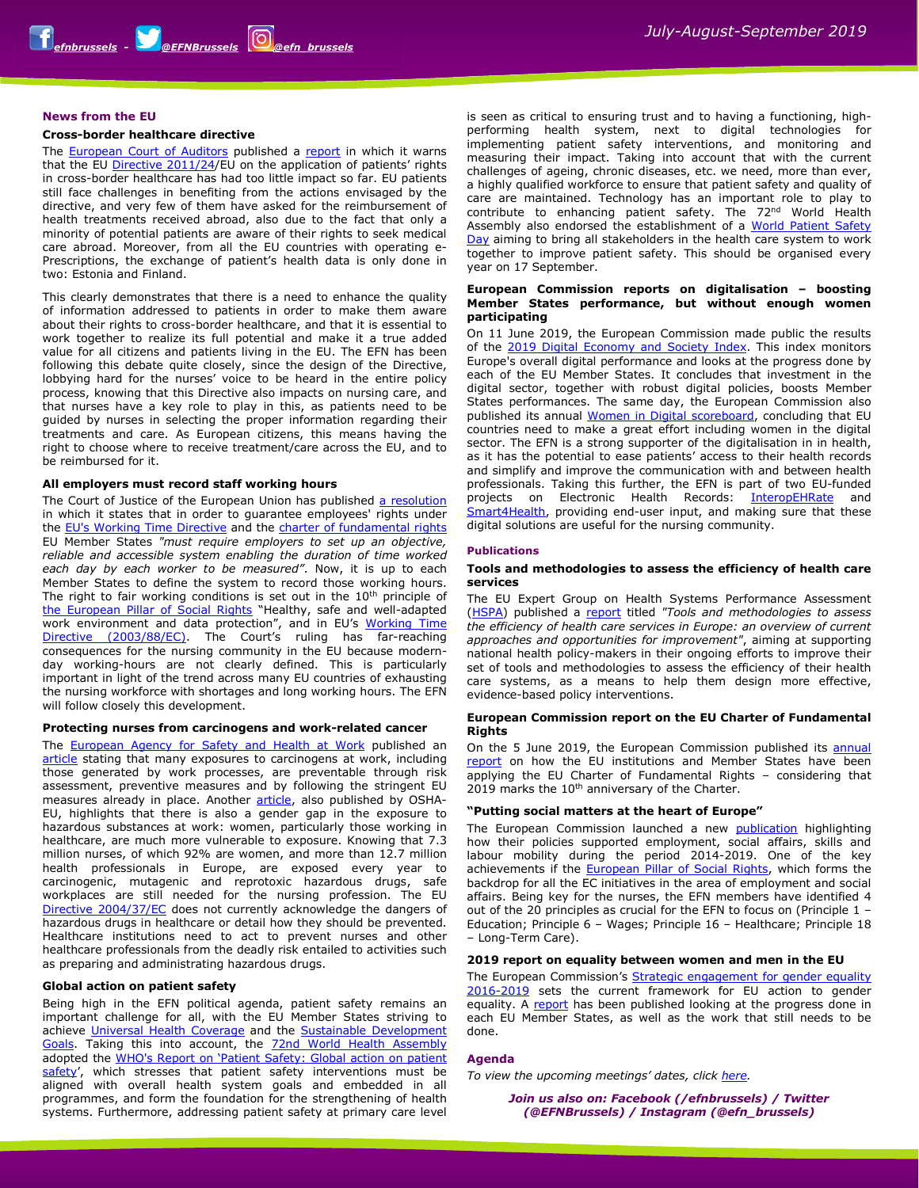## News from the EU

### Cross-border healthcare directive

The European Court of Auditors published a report in which it warns that the EU Directive 2011/24/EU on the application of patients' rights in cross-border healthcare has had too little impact so far. EU patients still face challenges in benefiting from the actions envisaged by the directive, and very few of them have asked for the reimbursement of health treatments received abroad, also due to the fact that only a minority of potential patients are aware of their rights to seek medical care abroad. Moreover, from all the EU countries with operating e-Prescriptions, the exchange of patient's health data is only done in two: Estonia and Finland.

This clearly demonstrates that there is a need to enhance the quality of information addressed to patients in order to make them aware about their rights to cross-border healthcare, and that it is essential to work together to realize its full potential and make it a true added value for all citizens and patients living in the EU. The EFN has been following this debate quite closely, since the design of the Directive, lobbying hard for the nurses' voice to be heard in the entire policy process, knowing that this Directive also impacts on nursing care, and that nurses have a key role to play in this, as patients need to be guided by nurses in selecting the proper information regarding their treatments and care. As European citizens, this means having the right to choose where to receive treatment/care across the EU, and to be reimbursed for it.

### All employers must record staff working hours

The Court of Justice of the European Union has published a resolution in which it states that in order to guarantee employees' rights under the EU's Working Time Directive and the charter of fundamental rights EU Member States *"must require employers to set up an objective, reliable and accessible system enabling the duration of time worked each day by each worker to be measured"*. Now, it is up to each Member States to define the system to record those working hours. The right to fair working conditions is set out in the 10th principle of the European Pillar of Social Rights "Healthy, safe and well-adapted work environment and data protection", and in EU's Working Time Directive (2003/88/EC). The Court's ruling has far-reaching consequences for the nursing community in the EU because modern-day working-hours are not clearly defined. This is particularly important in light of the trend across many EU countries of exhausting the nursing workforce with shortages and long working hours. The EFN will follow closely this development.

### Protecting nurses from carcinogens and work-related cancer

The European Agency for Safety and Health at Work published an article stating that many exposures to carcinogens at work, including those generated by work processes, are preventable through risk assessment, preventive measures and by following the stringent EU measures already in place. Another article, also published by OSHA-EU, highlights that there is also a gender gap in the exposure to hazardous substances at work: women, particularly those working in healthcare, are much more vulnerable to exposure. Knowing that 7.3 million nurses, of which 92% are women, and more than 12.7 million health professionals in Europe, are exposed every year to carcinogenic, mutagenic and reprotoxic hazardous drugs, safe workplaces are still needed for the nursing profession. The EU Directive 2004/37/EC does not currently acknowledge the dangers of hazardous drugs in healthcare or detail how they should be prevented. Healthcare institutions need to act to prevent nurses and other healthcare professionals from the deadly risk entailed to activities such as preparing and administrating hazardous drugs.

### Global action on patient safety

Being high in the EFN political agenda, patient safety remains an important challenge for all, with the EU Member States striving to achieve Universal Health Coverage and the Sustainable Development Goals. Taking this into account, the 72nd World Health Assembly adopted the WHO's Report on 'Patient Safety: Global action on patient safety', which stresses that patient safety interventions must be aligned with overall health system goals and embedded in all programmes, and form the foundation for the strengthening of health systems. Furthermore, addressing patient safety at primary care level is seen as critical to ensuring trust and to having a functioning, high-performing health system, next to digital technologies for implementing patient safety interventions, and monitoring and measuring their impact. Taking into account that with the current challenges of ageing, chronic diseases, etc. we need, more than ever, a highly qualified workforce to ensure that patient safety and quality of care are maintained. Technology has an important role to play to contribute to enhancing patient safety. The 72nd World Health Assembly also endorsed the establishment of a World Patient Safety Day aiming to bring all stakeholders in the health care system to work together to improve patient safety. This should be organised every year on 17 September.

### European Commission reports on digitalisation – boosting Member States performance, but without enough women participating

On 11 June 2019, the European Commission made public the results of the 2019 Digital Economy and Society Index. This index monitors Europe's overall digital performance and looks at the progress done by each of the EU Member States. It concludes that investment in the digital sector, together with robust digital policies, boosts Member States performances. The same day, the European Commission also published its annual Women in Digital scoreboard, concluding that EU countries need to make a great effort including women in the digital sector. The EFN is a strong supporter of the digitalisation in in health, as it has the potential to ease patients' access to their health records and simplify and improve the communication with and between health professionals. Taking this further, the EFN is part of two EU-funded projects on Electronic Health Records: InteropEHRate and Smart4Health, providing end-user input, and making sure that these digital solutions are useful for the nursing community.

## Publications

### Tools and methodologies to assess the efficiency of health care services

The EU Expert Group on Health Systems Performance Assessment (HSPA) published a report titled *"Tools and methodologies to assess the efficiency of health care services in Europe: an overview of current approaches and opportunities for improvement"*, aiming at supporting national health policy-makers in their ongoing efforts to improve their set of tools and methodologies to assess the efficiency of their health care systems, as a means to help them design more effective, evidence-based policy interventions.

### European Commission report on the EU Charter of Fundamental Rights

On the 5 June 2019, the European Commission published its annual report on how the EU institutions and Member States have been applying the EU Charter of Fundamental Rights – considering that 2019 marks the 10th anniversary of the Charter.

### "Putting social matters at the heart of Europe"

The European Commission launched a new publication highlighting how their policies supported employment, social affairs, skills and labour mobility during the period 2014-2019. One of the key achievements if the European Pillar of Social Rights, which forms the backdrop for all the EC initiatives in the area of employment and social affairs. Being key for the nurses, the EFN members have identified 4 out of the 20 principles as crucial for the EFN to focus on (Principle 1 – Education; Principle 6 – Wages; Principle 16 – Healthcare; Principle 18 – Long-Term Care).

### 2019 report on equality between women and men in the EU

The European Commission's Strategic engagement for gender equality 2016-2019 sets the current framework for EU action to gender equality. A report has been published looking at the progress done in each EU Member States, as well as the work that still needs to be done.

## Agenda

*To view the upcoming meetings' dates, click here.*

***Join us also on: Facebook (/efnbrussels) / Twitter (@EFNBrussels) / Instagram (@efn_brussels)***